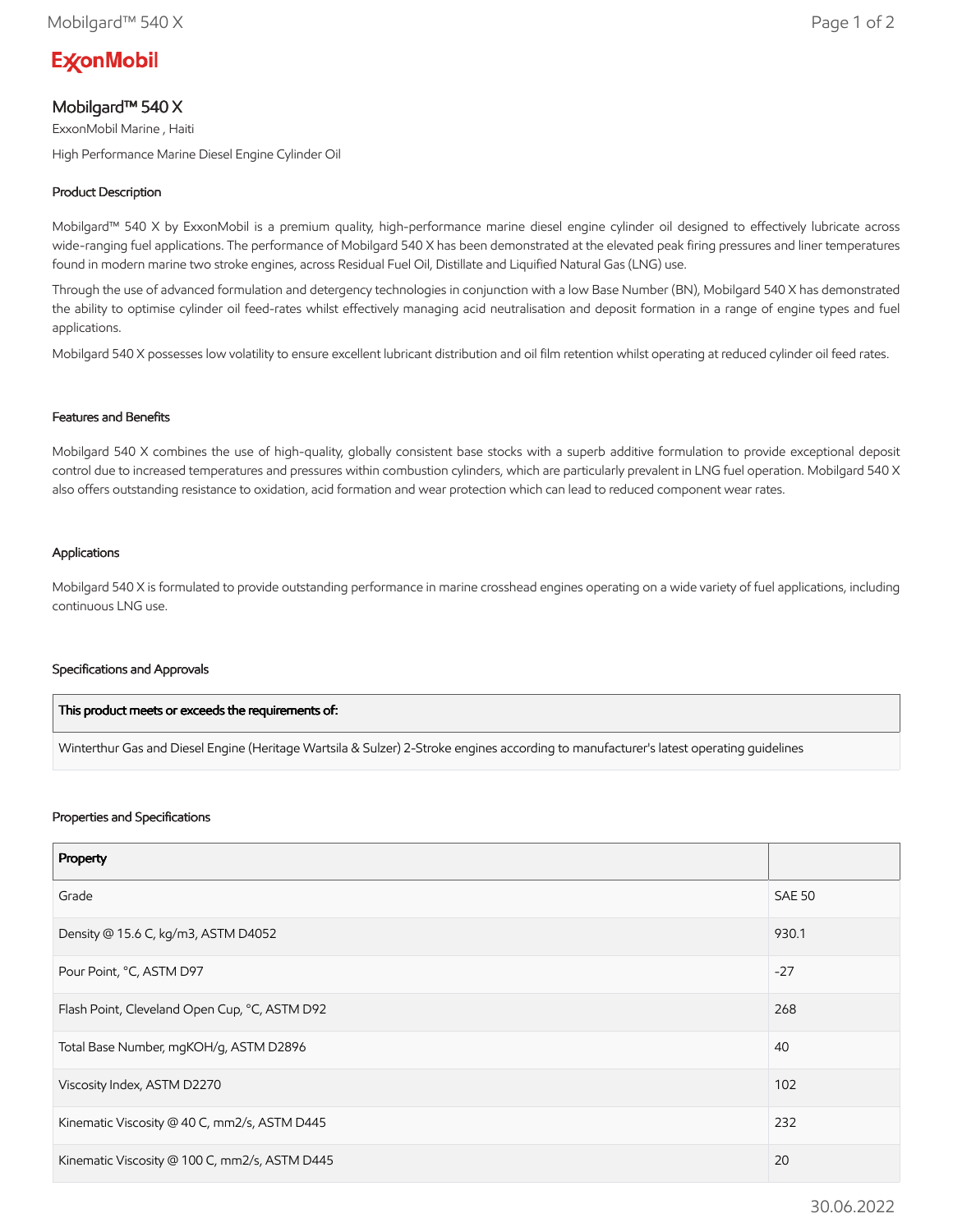ExxonMobil

# Mobilgard™ 540 X

ExxonMobil Marine , Haiti

High Performance Marine Diesel Engine Cylinder Oil

## Product Description

Mobilgard™ 540 X by ExxonMobil is a premium quality, high-performance marine diesel engine cylinder oil designed to effectively lubricate across wide-ranging fuel applications. The performance of Mobilgard 540 X has been demonstrated at the elevated peak firing pressures and liner temperatures found in modern marine two stroke engines, across Residual Fuel Oil, Distillate and Liquified Natural Gas (LNG) use.

Through the use of advanced formulation and detergency technologies in conjunction with a low Base Number (BN), Mobilgard 540 X has demonstrated the ability to optimise cylinder oil feed-rates whilst effectively managing acid neutralisation and deposit formation in a range of engine types and fuel applications.

Mobilgard 540 X possesses low volatility to ensure excellent lubricant distribution and oil film retention whilst operating at reduced cylinder oil feed rates.

## Features and Benefits

Mobilgard 540 X combines the use of high-quality, globally consistent base stocks with a superb additive formulation to provide exceptional deposit control due to increased temperatures and pressures within combustion cylinders, which are particularly prevalent in LNG fuel operation. Mobilgard 540 X also offers outstanding resistance to oxidation, acid formation and wear protection which can lead to reduced component wear rates.

## Applications

Mobilgard 540 X is formulated to provide outstanding performance in marine crosshead engines operating on a wide variety of fuel applications, including continuous LNG use.

## Specifications and Approvals

| This product meets or exceeds the requirements of: |
| --- |
| Winterthur Gas and Diesel Engine (Heritage Wartsila & Sulzer) 2-Stroke engines according to manufacturer's latest operating guidelines |

## Properties and Specifications

| Property | |
| --- | --- |
| Grade | SAE 50 |
| Density @ 15.6 C, kg/m3, ASTM D4052 | 930.1 |
| Pour Point, °C, ASTM D97 | -27 |
| Flash Point, Cleveland Open Cup, °C, ASTM D92 | 268 |
| Total Base Number, mgKOH/g, ASTM D2896 | 40 |
| Viscosity Index, ASTM D2270 | 102 |
| Kinematic Viscosity @ 40 C, mm2/s, ASTM D445 | 232 |
| Kinematic Viscosity @ 100 C, mm2/s, ASTM D445 | 20 |

30.06.2022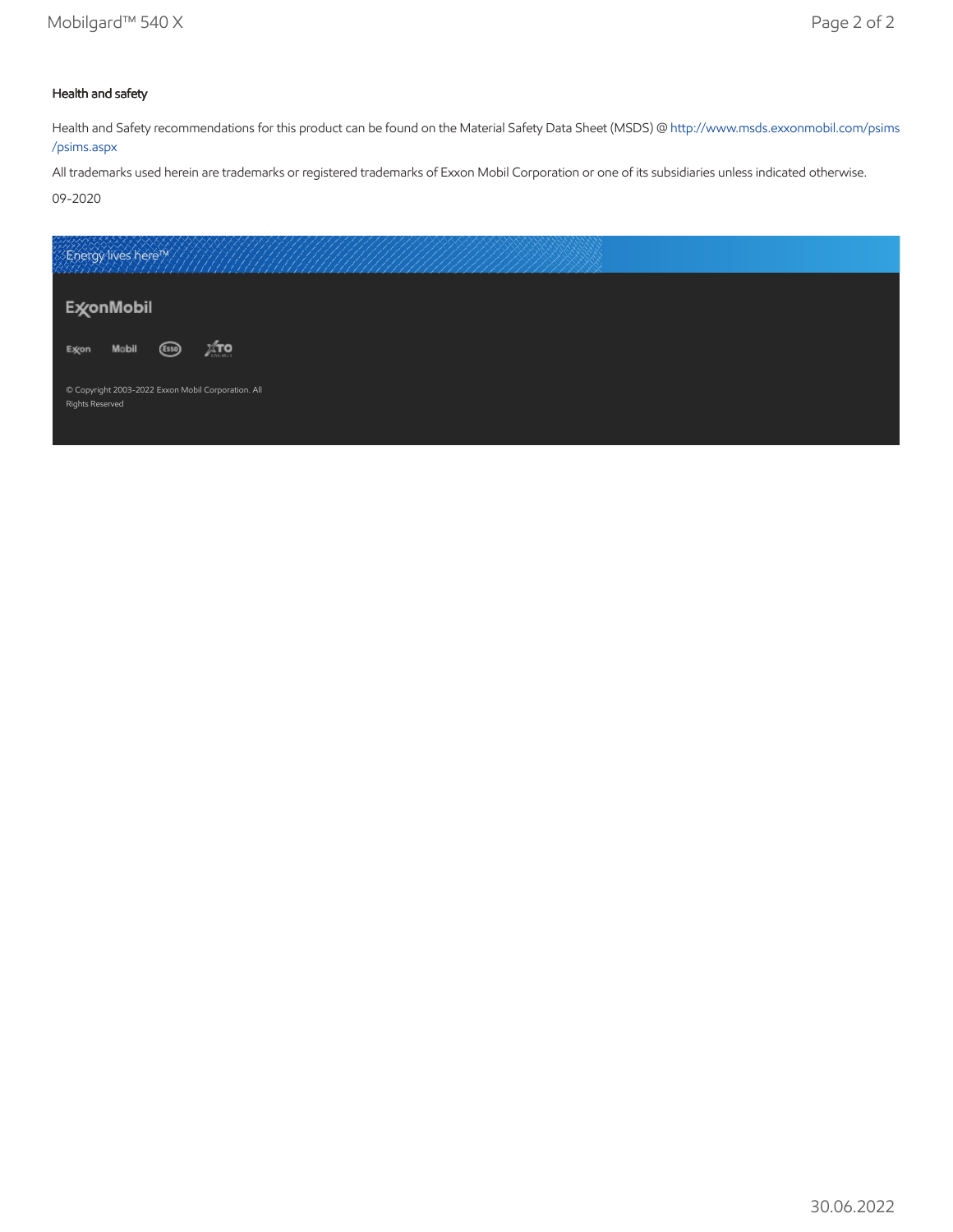### Health and safety

Health and Safety recommendations for this product can be found on the Material Safety Data Sheet (MSDS) @ http://www.msds.exxonmobil.com/psims/psims.aspx

All trademarks used herein are trademarks or registered trademarks of Exxon Mobil Corporation or one of its subsidiaries unless indicated otherwise.

09-2020

Energy lives here™

ExxonMobil

Exxon Mobil Esso XTO

© Copyright 2003-2022 Exxon Mobil Corporation. All Rights Reserved